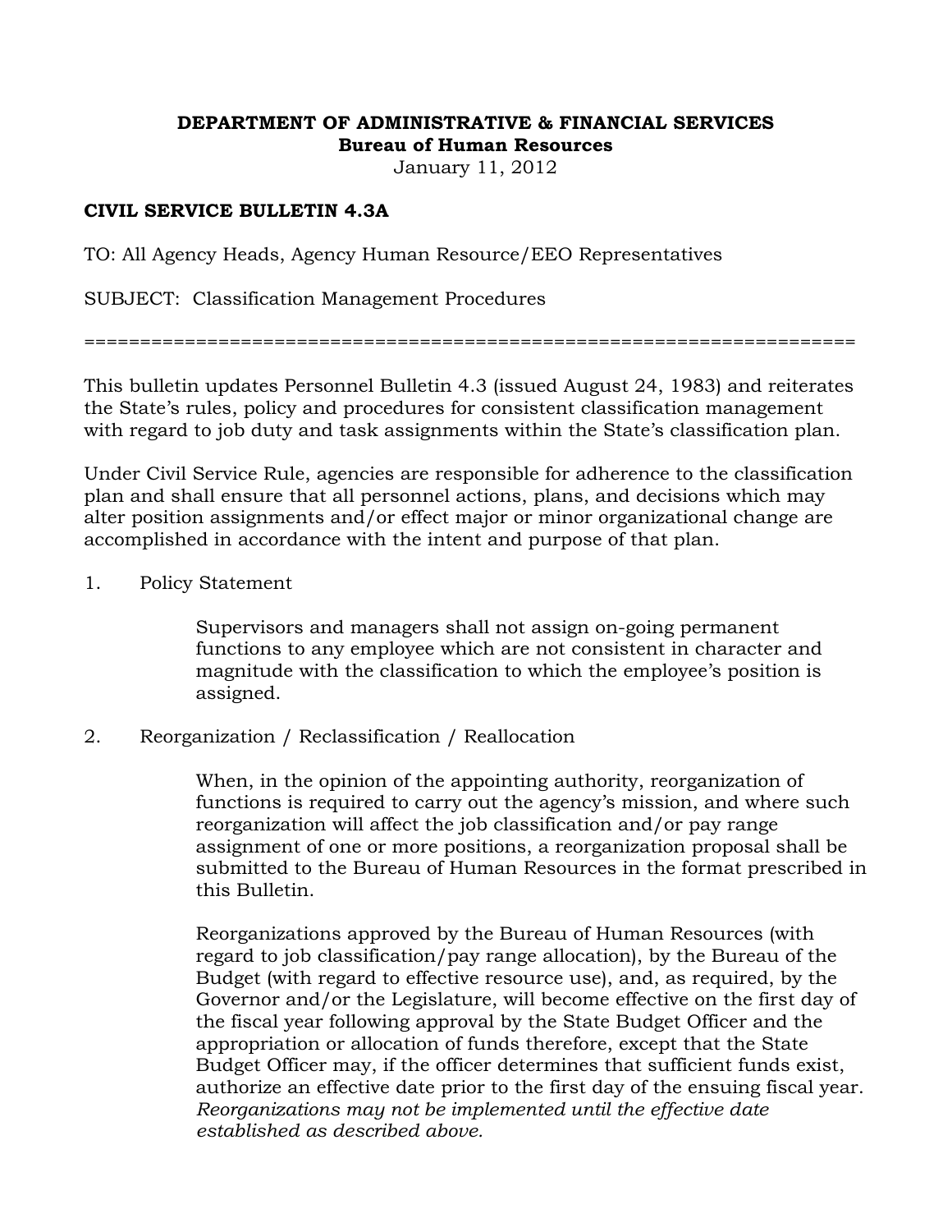**DEPARTMENT OF ADMINISTRATIVE & FINANCIAL SERVICES**
**Bureau of Human Resources**
January 11, 2012

**CIVIL SERVICE BULLETIN 4.3A**

TO: All Agency Heads, Agency Human Resource/EEO Representatives

SUBJECT: Classification Management Procedures

======================================================================

This bulletin updates Personnel Bulletin 4.3 (issued August 24, 1983) and reiterates the State's rules, policy and procedures for consistent classification management with regard to job duty and task assignments within the State's classification plan.

Under Civil Service Rule, agencies are responsible for adherence to the classification plan and shall ensure that all personnel actions, plans, and decisions which may alter position assignments and/or effect major or minor organizational change are accomplished in accordance with the intent and purpose of that plan.

1. Policy Statement

   Supervisors and managers shall not assign on-going permanent functions to any employee which are not consistent in character and magnitude with the classification to which the employee's position is assigned.

2. Reorganization / Reclassification / Reallocation

   When, in the opinion of the appointing authority, reorganization of functions is required to carry out the agency's mission, and where such reorganization will affect the job classification and/or pay range assignment of one or more positions, a reorganization proposal shall be submitted to the Bureau of Human Resources in the format prescribed in this Bulletin.

   Reorganizations approved by the Bureau of Human Resources (with regard to job classification/pay range allocation), by the Bureau of the Budget (with regard to effective resource use), and, as required, by the Governor and/or the Legislature, will become effective on the first day of the fiscal year following approval by the State Budget Officer and the appropriation or allocation of funds therefore, except that the State Budget Officer may, if the officer determines that sufficient funds exist, authorize an effective date prior to the first day of the ensuing fiscal year. *Reorganizations may not be implemented until the effective date established as described above.*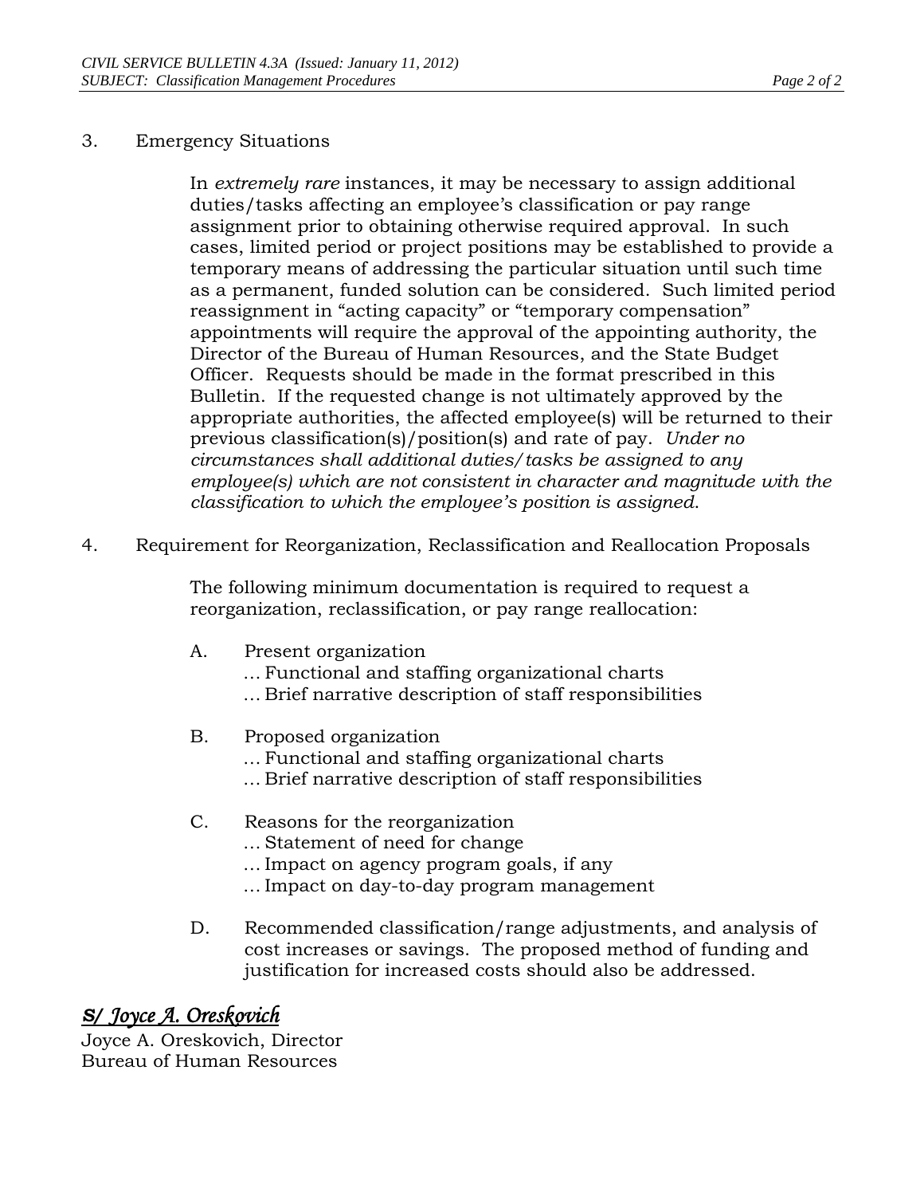3. Emergency Situations

In *extremely rare* instances, it may be necessary to assign additional duties/tasks affecting an employee's classification or pay range assignment prior to obtaining otherwise required approval. In such cases, limited period or project positions may be established to provide a temporary means of addressing the particular situation until such time as a permanent, funded solution can be considered. Such limited period reassignment in "acting capacity" or "temporary compensation" appointments will require the approval of the appointing authority, the Director of the Bureau of Human Resources, and the State Budget Officer. Requests should be made in the format prescribed in this Bulletin. If the requested change is not ultimately approved by the appropriate authorities, the affected employee(s) will be returned to their previous classification(s)/position(s) and rate of pay. *Under no circumstances shall additional duties/tasks be assigned to any employee(s) which are not consistent in character and magnitude with the classification to which the employee's position is assigned.*

4. Requirement for Reorganization, Reclassification and Reallocation Proposals

The following minimum documentation is required to request a reorganization, reclassification, or pay range reallocation:

A. Present organization
   ... Functional and staffing organizational charts
   ... Brief narrative description of staff responsibilities

B. Proposed organization
   ... Functional and staffing organizational charts
   ... Brief narrative description of staff responsibilities

C. Reasons for the reorganization
   ... Statement of need for change
   ... Impact on agency program goals, if any
   ... Impact on day-to-day program management

D. Recommended classification/range adjustments, and analysis of cost increases or savings. The proposed method of funding and justification for increased costs should also be addressed.

***S/ Joyce A. Oreskovich***

Joyce A. Oreskovich, Director
Bureau of Human Resources